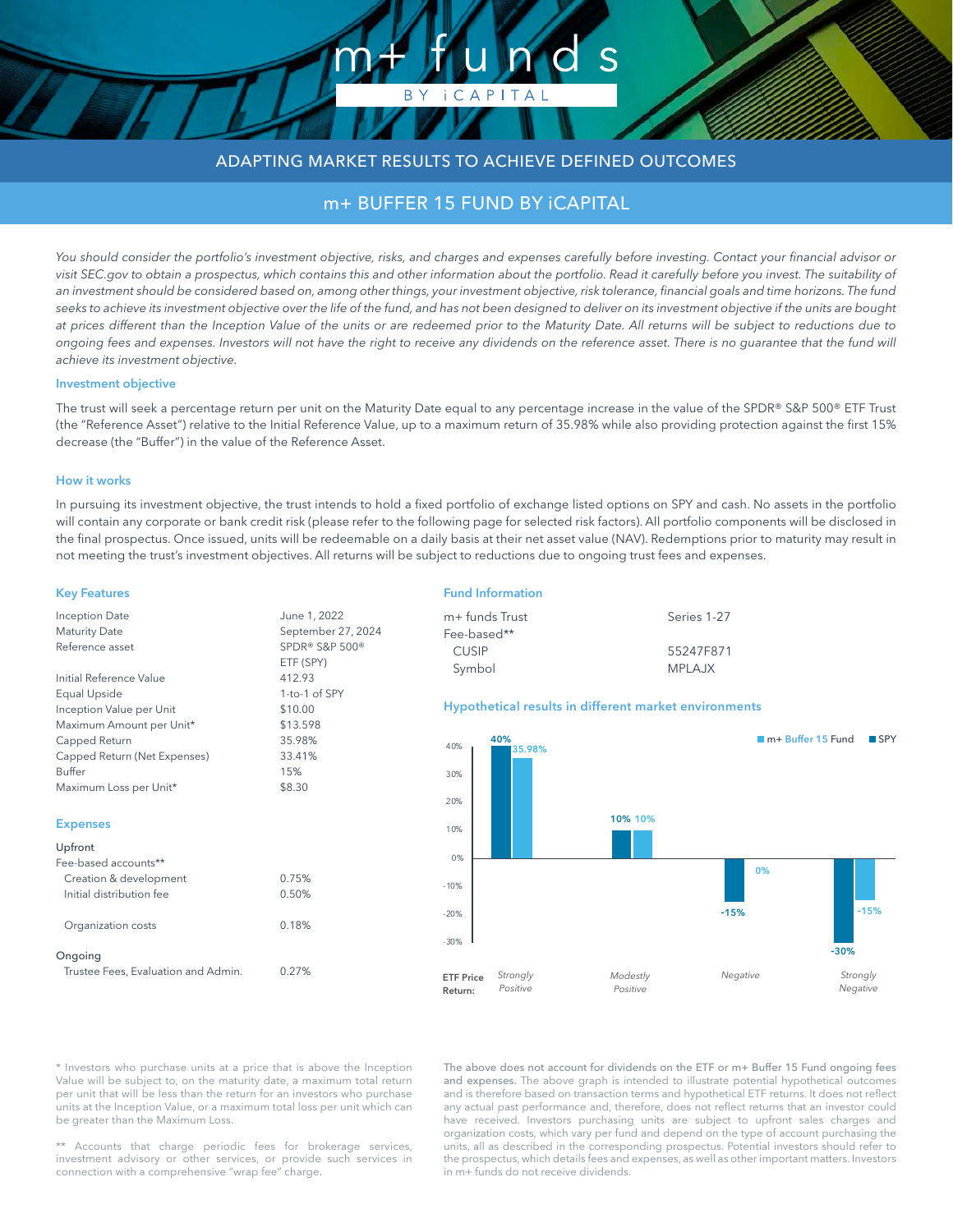# m+ funds

BY iCAPITAL

## ADAPTING MARKET RESULTS TO ACHIEVE DEFINED OUTCOMES

## m+ BUFFER 15 FUND BY iCAPITAL

*You should consider the portfolio's investment objective, risks, and charges and expenses carefully before investing. Contact your financial advisor or visit SEC.gov to obtain a prospectus, which contains this and other information about the portfolio. Read it carefully before you invest. The suitability of an investment should be considered based on, among other things, your investment objective, risk tolerance, financial goals and time horizons. The fund seeks to achieve its investment objective over the life of the fund, and has not been designed to deliver on its investment objective if the units are bought at prices different than the Inception Value of the units or are redeemed prior to the Maturity Date. All returns will be subject to reductions due to ongoing fees and expenses. Investors will not have the right to receive any dividends on the reference asset. There is no guarantee that the fund will achieve its investment objective.*

### Investment objective

The trust will seek a percentage return per unit on the Maturity Date equal to any percentage increase in the value of the SPDR® S&P 500® ETF Trust (the "Reference Asset") relative to the Initial Reference Value, up to a maximum return of 35.98% while also providing protection against the first 15% decrease (the "Buffer") in the value of the Reference Asset.

### How it works

In pursuing its investment objective, the trust intends to hold a fixed portfolio of exchange listed options on SPY and cash. No assets in the portfolio will contain any corporate or bank credit risk (please refer to the following page for selected risk factors). All portfolio components will be disclosed in the final prospectus. Once issued, units will be redeemable on a daily basis at their net asset value (NAV). Redemptions prior to maturity may result in not meeting the trust's investment objectives. All returns will be subject to reductions due to ongoing trust fees and expenses.

### Key Features

| | |
|---|---|
| Inception Date | June 1, 2022 |
| Maturity Date | September 27, 2024 |
| Reference asset | SPDR® S&P 500® ETF (SPY) |
| Initial Reference Value | 412.93 |
| Equal Upside | 1-to-1 of SPY |
| Inception Value per Unit | $10.00 |
| Maximum Amount per Unit* | $13.598 |
| Capped Return | 35.98% |
| Capped Return (Net Expenses) | 33.41% |
| Buffer | 15% |
| Maximum Loss per Unit* | $8.30 |

### Expenses

| | |
|---|---|
| **Upfront** | |
| Fee-based accounts** | |
| Creation & development | 0.75% |
| Initial distribution fee | 0.50% |
| Organization costs | 0.18% |
| **Ongoing** | |
| Trustee Fees, Evaluation and Admin. | 0.27% |

### Fund Information

| | |
|---|---|
| m+ funds Trust | Series 1-27 |
| Fee-based** | |
| CUSIP | 55247F871 |
| Symbol | MPLAJX |

### Hypothetical results in different market environments

m+ Buffer 15 Fund  SPY

40% 35.98%
10% 10%
-15% 0%
-30% -15%

40% 30% 20% 10% 0% -10% -20% -30%

ETF Price Return: Strongly Positive, Modestly Positive, Negative, Strongly Negative

\* Investors who purchase units at a price that is above the Inception Value will be subject to, on the maturity date, a maximum total return per unit that will be less than the return for an investors who purchase units at the Inception Value, or a maximum total loss per unit which can be greater than the Maximum Loss.

\** Accounts that charge periodic fees for brokerage services, investment advisory or other services, or provide such services in connection with a comprehensive "wrap fee" charge.

**The above does not account for dividends on the ETF or m+ Buffer 15 Fund ongoing fees and expenses.** The above graph is intended to illustrate potential hypothetical outcomes and is therefore based on transaction terms and hypothetical ETF returns. It does not reflect any actual past performance and, therefore, does not reflect returns that an investor could have received. Investors purchasing units are subject to upfront sales charges and organization costs, which vary per fund and depend on the type of account purchasing the units, all as described in the corresponding prospectus. Potential investors should refer to the prospectus, which details fees and expenses, as well as other important matters. Investors in m+ funds do not receive dividends.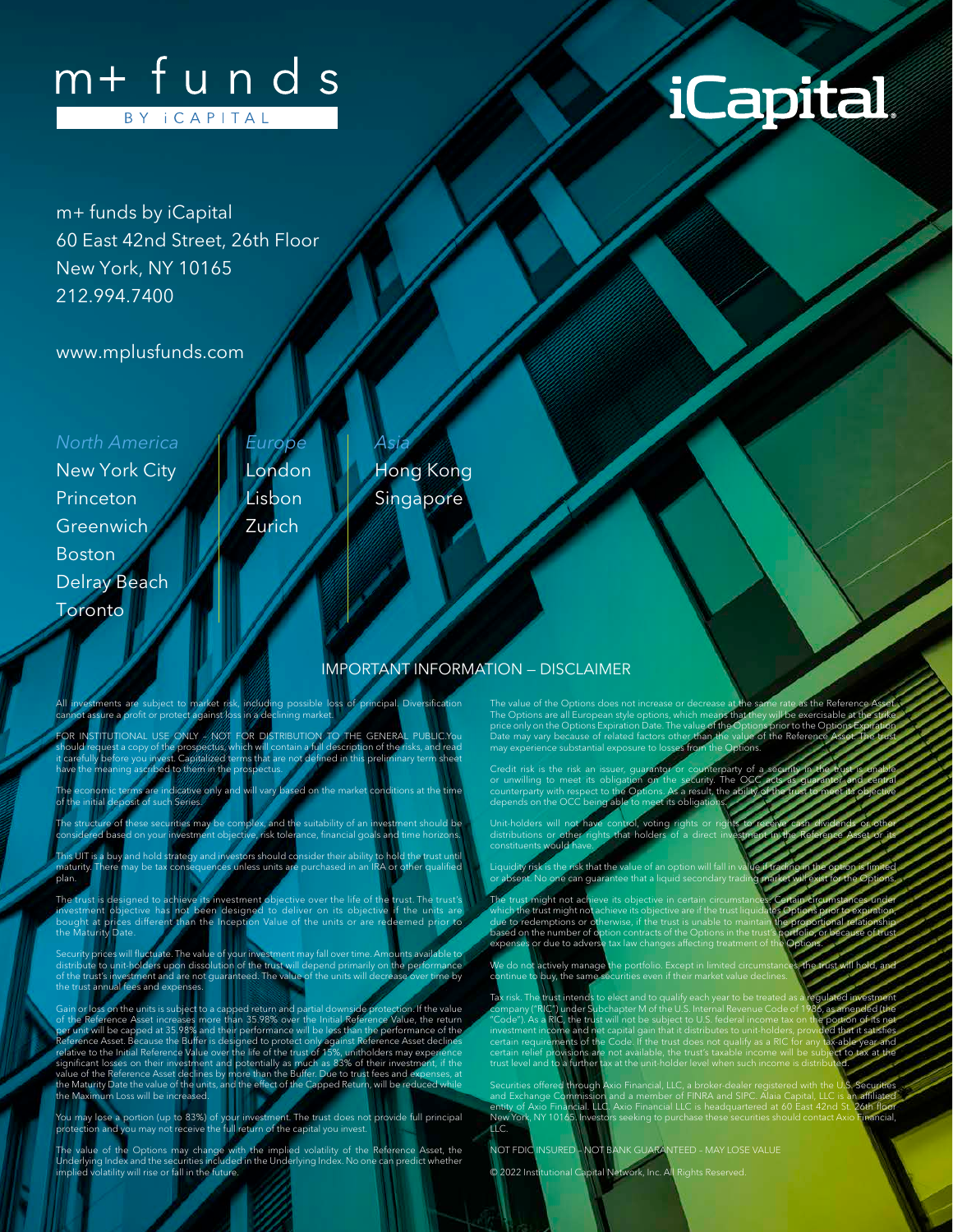m+ funds

BY iCAPITAL

iCapital.

m+ funds by iCapital
60 East 42nd Street, 26th Floor
New York, NY 10165
212.994.7400

www.mplusfunds.com

*North America*
New York City
Princeton
Greenwich
Boston
Delray Beach
Toronto

*Europe*
London
Lisbon
Zurich

*Asia*
Hong Kong
Singapore

## IMPORTANT INFORMATION – DISCLAIMER

All investments are subject to market risk, including possible loss of principal. Diversification cannot assure a profit or protect against loss in a declining market.

FOR INSTITUTIONAL USE ONLY – NOT FOR DISTRIBUTION TO THE GENERAL PUBLIC.You should request a copy of the prospectus, which will contain a full description of the risks, and read it carefully before you invest. Capitalized terms that are not defined in this preliminary term sheet have the meaning ascribed to them in the prospectus.

The economic terms are indicative only and will vary based on the market conditions at the time of the initial deposit of such Series.

The structure of these securities may be complex, and the suitability of an investment should be considered based on your investment objective, risk tolerance, financial goals and time horizons.

This UIT is a buy and hold strategy and investors should consider their ability to hold the trust until maturity. There may be tax consequences unless units are purchased in an IRA or other qualified plan.

The trust is designed to achieve its investment objective over the life of the trust. The trust's investment objective has not been designed to deliver on its objective if the units are bought at prices different than the Inception Value of the units or are redeemed prior to the Maturity Date.

Security prices will fluctuate. The value of your investment may fall over time. Amounts available to distribute to unit-holders upon dissolution of the trust will depend primarily on the performance of the trust's investment and are not guaranteed. The value of the units will decrease over time by the trust annual fees and expenses.

Gain or loss on the units is subject to a capped return and partial downside protection. If the value of the Reference Asset increases more than 35.98% over the Initial Reference Value, the return per unit will be capped at 35.98% and their performance will be less than the performance of the Reference Asset. Because the Buffer is designed to protect only against Reference Asset declines relative to the Initial Reference Value over the life of the trust of 15%, unitholders may experience significant losses on their investment and potentially as much as 83% of their investment, if the value of the Reference Asset declines by more than the Buffer. Due to trust fees and expenses, at the Maturity Date the value of the units, and the effect of the Capped Return, will be reduced while the Maximum Loss will be increased.

You may lose a portion (up to 83%) of your investment. The trust does not provide full principal protection and you may not receive the full return of the capital you invest.

The value of the Options may change with the implied volatility of the Reference Asset, the Underlying Index and the securities included in the Underlying Index. No one can predict whether implied volatility will rise or fall in the future.

The value of the Options does not increase or decrease at the same rate as the Reference Asset. The Options are all European style options, which means that they will be exercisable at the strike price only on the Options Expiration Date. The value of the Options prior to the Options Expiration Date may vary because of related factors other than the value of the Reference Asset. The trust may experience substantial exposure to losses from the Options.

Credit risk is the risk an issuer, guarantor or counterparty of a security in the trust is unable or unwilling to meet its obligation on the security. The OCC acts as guarantor and central counterparty with respect to the Options. As a result, the ability of the trust to meet its objective depends on the OCC being able to meet its obligations.

Unit-holders will not have control, voting rights or rights to receive cash dividends or other distributions or other rights that holders of a direct investment in the Reference Asset or its constituents would have.

Liquidity risk is the risk that the value of an option will fall in value if trading in the option is limited or absent. No one can guarantee that a liquid secondary trading market will exist for the Options.

The trust might not achieve its objective in certain circumstances. Certain circumstances under which the trust might not achieve its objective are if the trust liquidates Options prior to expiration, due to redemptions or otherwise, if the trust is unable to maintain the proportional relationship based on the number of option contracts of the Options in the trust's portfolio, or because of trust expenses or due to adverse tax law changes affecting treatment of the Options.

We do not actively manage the portfolio. Except in limited circumstances, the trust will hold, and continue to buy, the same securities even if their market value declines.

Tax risk. The trust intends to elect and to qualify each year to be treated as a regulated investment company ("RIC") under Subchapter M of the U.S. Internal Revenue Code of 1986, as amended (the "Code"). As a RIC, the trust will not be subject to U.S. federal income tax on the portion of its net investment income and net capital gain that it distributes to unit-holders, provided that it satisfies certain requirements of the Code. If the trust does not qualify as a RIC for any tax-able year and certain relief provisions are not available, the trust's taxable income will be subject to tax at the trust level and to a further tax at the unit-holder level when such income is distributed.

Securities offered through Axio Financial, LLC, a broker-dealer registered with the U.S. Securities and Exchange Commission and a member of FINRA and SIPC. Alaia Capital, LLC is an affiliated entity of Axio Financial. LLC. Axio Financial LLC is headquartered at 60 East 42nd St. 26th floor New York, NY 10165. Investors seeking to purchase these securities should contact Axio Financial, LLC.

NOT FDIC INSURED - NOT BANK GUARANTEED - MAY LOSE VALUE

© 2022 Institutional Capital Network, Inc. All Rights Reserved.